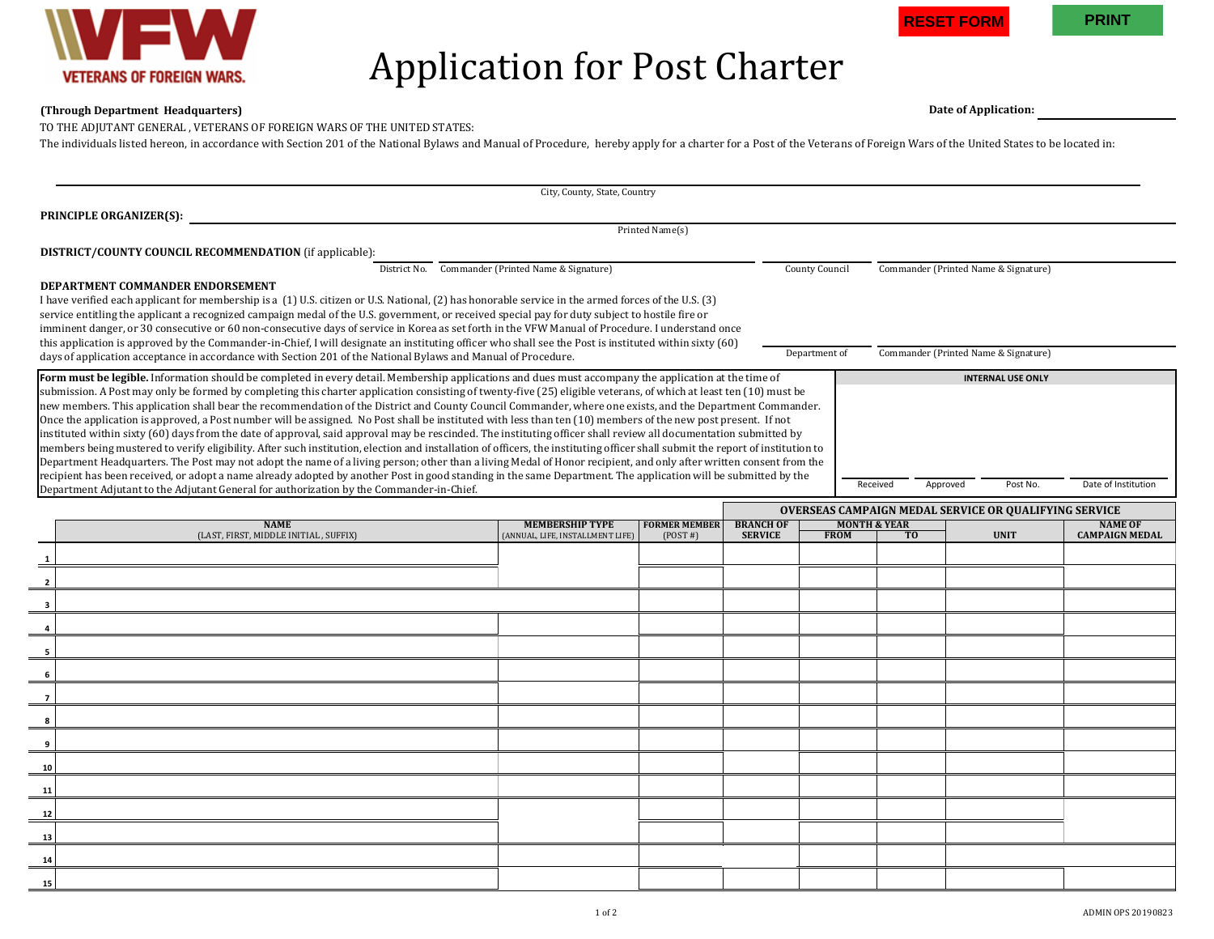VETERANS OF FOREIGN WARS.

# Application for Post Charter

RESET FORM    PRINT

**(Through Department Headquarters)**

**Date of Application:** ______________

TO THE ADJUTANT GENERAL , VETERANS OF FOREIGN WARS OF THE UNITED STATES:

The individuals listed hereon, in accordance with Section 201 of the National Bylaws and Manual of Procedure, hereby apply for a charter for a Post of the Veterans of Foreign Wars of the United States to be located in:

______________________________________________
City, County, State, Country

**PRINCIPLE ORGANIZER(S):** ______________________________________________
Printed Name(s)

**DISTRICT/COUNTY COUNCIL RECOMMENDATION** (if applicable):

District No. ______ Commander (Printed Name & Signature) ______________________

County Council ______ Commander (Printed Name & Signature) ______________________

**DEPARTMENT COMMANDER ENDORSEMENT**

I have verified each applicant for membership is a (1) U.S. citizen or U.S. National, (2) has honorable service in the armed forces of the U.S. (3) service entitling the applicant a recognized campaign medal of the U.S. government, or received special pay for duty subject to hostile fire or imminent danger, or 30 consecutive or 60 non-consecutive days of service in Korea as set forth in the VFW Manual of Procedure. I understand once this application is approved by the Commander-in-Chief, I will designate an instituting officer who shall see the Post is instituted within sixty (60) days of application acceptance in accordance with Section 201 of the National Bylaws and Manual of Procedure.

Department of ______ Commander (Printed Name & Signature) ______________________

**Form must be legible.** Information should be completed in every detail. Membership applications and dues must accompany the application at the time of submission. A Post may only be formed by completing this charter application consisting of twenty-five (25) eligible veterans, of which at least ten (10) must be new members. This application shall bear the recommendation of the District and County Council Commander, where one exists, and the Department Commander. Once the application is approved, a Post number will be assigned. No Post shall be instituted with less than ten (10) members of the new post present. If not instituted within sixty (60) days from the date of approval, said approval may be rescinded. The instituting officer shall review all documentation submitted by members being mustered to verify eligibility. After such institution, election and installation of officers, the instituting officer shall submit the report of institution to Department Headquarters. The Post may not adopt the name of a living person; other than a living Medal of Honor recipient, and only after written consent from the recipient has been received, or adopt a name already adopted by another Post in good standing in the same Department. The application will be submitted by the Department Adjutant to the Adjutant General for authorization by the Commander-in-Chief.

| INTERNAL USE ONLY | | | |
|---|---|---|---|
| Received | Approved | Post No. | Date of Institution |
| | | | |

| | NAME (LAST, FIRST, MIDDLE INITIAL, SUFFIX) | MEMBERSHIP TYPE (ANNUAL, LIFE, INSTALLMENT LIFE) | FORMER MEMBER (POST #) | OVERSEAS CAMPAIGN MEDAL SERVICE OR QUALIFYING SERVICE: BRANCH OF SERVICE | MONTH & YEAR FROM | MONTH & YEAR TO | UNIT | NAME OF CAMPAIGN MEDAL |
|---|---|---|---|---|---|---|---|---|
| 1 | | | | | | | | |
| 2 | | | | | | | | |
| 3 | | | | | | | | |
| 4 | | | | | | | | |
| 5 | | | | | | | | |
| 6 | | | | | | | | |
| 7 | | | | | | | | |
| 8 | | | | | | | | |
| 9 | | | | | | | | |
| 10 | | | | | | | | |
| 11 | | | | | | | | |
| 12 | | | | | | | | |
| 13 | | | | | | | | |
| 14 | | | | | | | | |
| 15 | | | | | | | | |

ADMIN OPS 20190823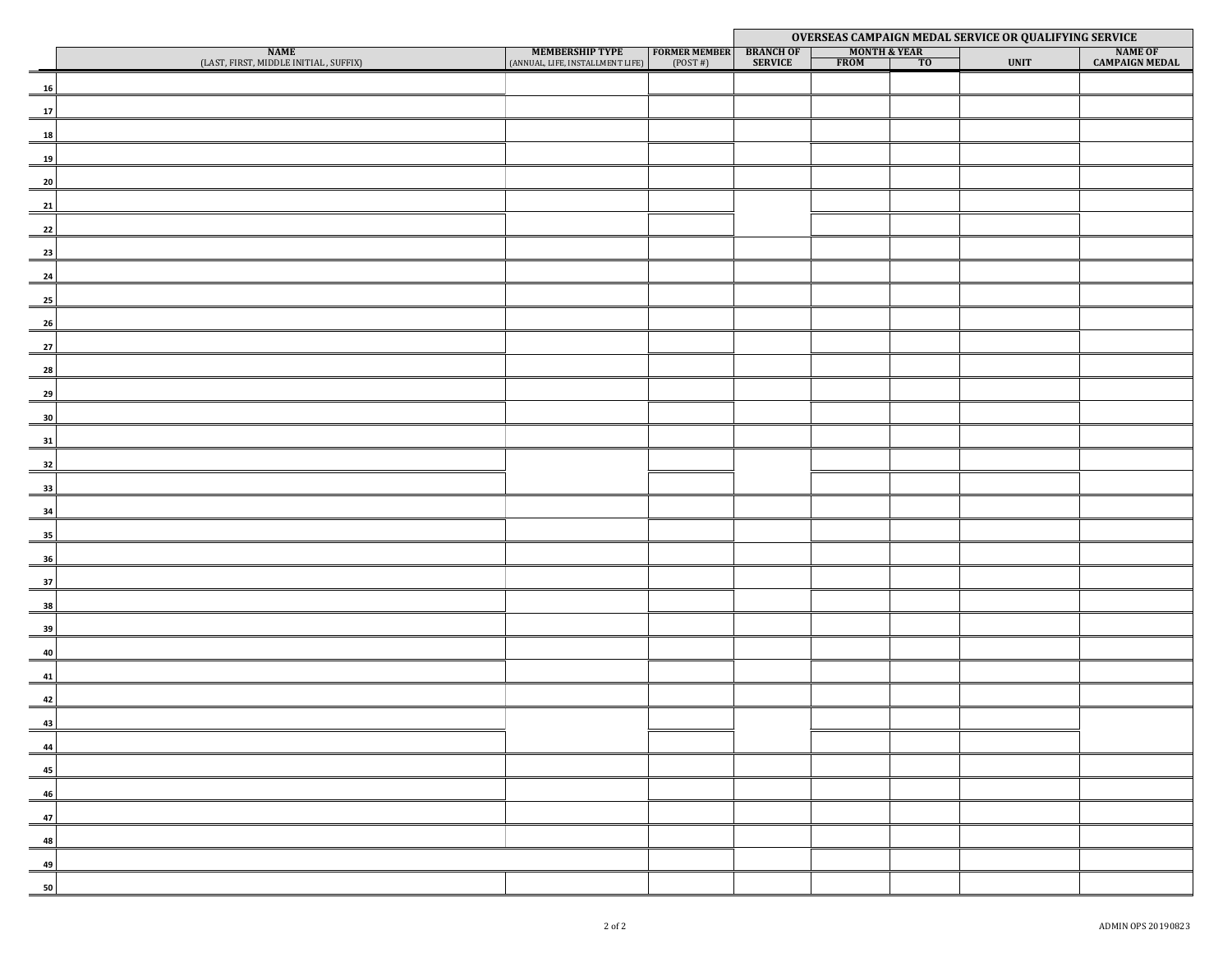| | NAME (LAST, FIRST, MIDDLE INITIAL, SUFFIX) | MEMBERSHIP TYPE (ANNUAL, LIFE, INSTALLMENT LIFE) | FORMER MEMBER (POST #) | OVERSEAS CAMPAIGN MEDAL SERVICE OR QUALIFYING SERVICE | | | | |
|---|---|---|---|---|---|---|---|---|
| | | | | BRANCH OF SERVICE | MONTH & YEAR | | UNIT | NAME OF CAMPAIGN MEDAL |
| | | | | | FROM | TO | | |
| 16 | | | | | | | | |
| 17 | | | | | | | | |
| 18 | | | | | | | | |
| 19 | | | | | | | | |
| 20 | | | | | | | | |
| 21 | | | | | | | | |
| 22 | | | | | | | | |
| 23 | | | | | | | | |
| 24 | | | | | | | | |
| 25 | | | | | | | | |
| 26 | | | | | | | | |
| 27 | | | | | | | | |
| 28 | | | | | | | | |
| 29 | | | | | | | | |
| 30 | | | | | | | | |
| 31 | | | | | | | | |
| 32 | | | | | | | | |
| 33 | | | | | | | | |
| 34 | | | | | | | | |
| 35 | | | | | | | | |
| 36 | | | | | | | | |
| 37 | | | | | | | | |
| 38 | | | | | | | | |
| 39 | | | | | | | | |
| 40 | | | | | | | | |
| 41 | | | | | | | | |
| 42 | | | | | | | | |
| 43 | | | | | | | | |
| 44 | | | | | | | | |
| 45 | | | | | | | | |
| 46 | | | | | | | | |
| 47 | | | | | | | | |
| 48 | | | | | | | | |
| 49 | | | | | | | | |
| 50 | | | | | | | | |

ADMIN OPS 20190823